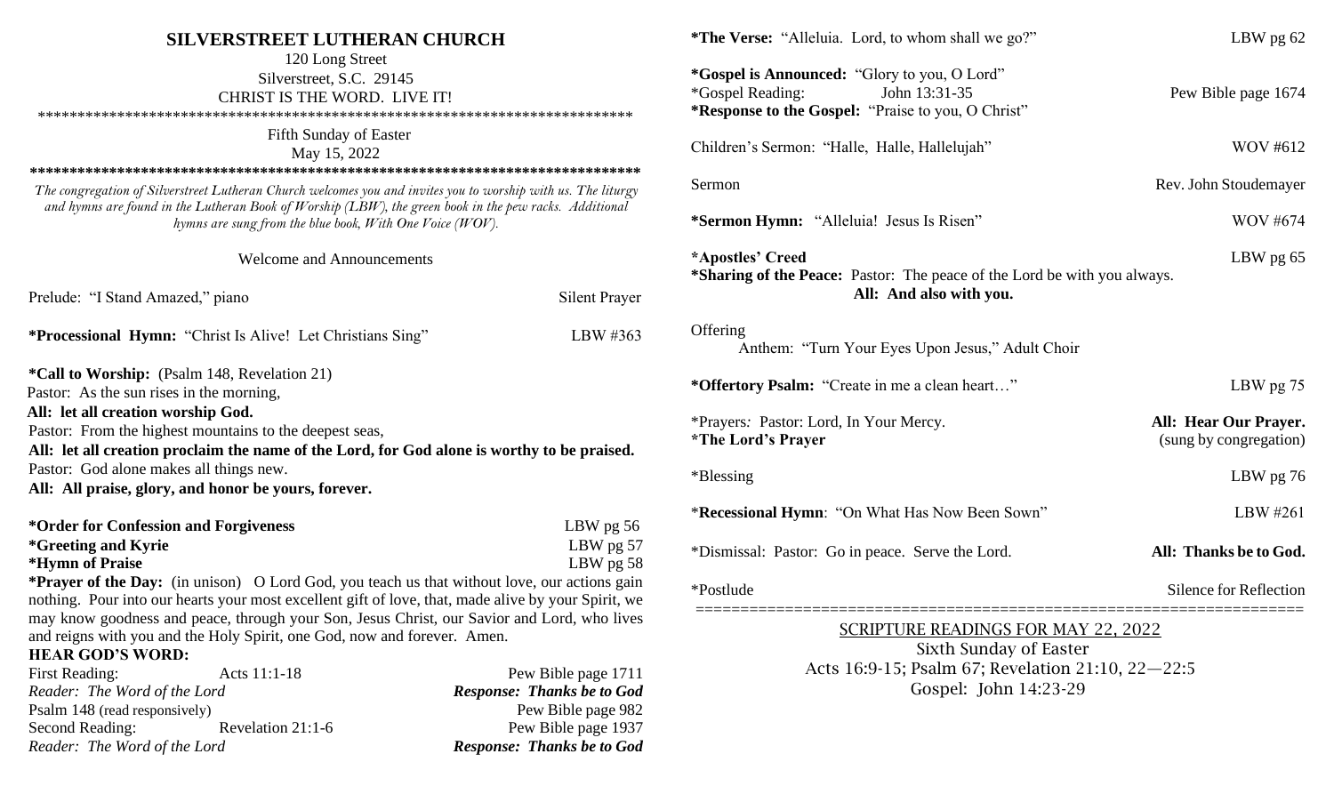# SILVERSTREET LUTHERAN CHURCH

120 Long Street
Silverstreet, S.C. 29145
CHRIST IS THE WORD. LIVE IT!

*******************************************************************************

Fifth Sunday of Easter
May 15, 2022

*******************************************************************************

*The congregation of Silverstreet Lutheran Church welcomes you and invites you to worship with us. The liturgy and hymns are found in the Lutheran Book of Worship (LBW), the green book in the pew racks. Additional hymns are sung from the blue book, With One Voice (WOV).*

Welcome and Announcements

Prelude: "I Stand Amazed," piano — Silent Prayer

***Processional Hymn:** "Christ Is Alive! Let Christians Sing" — LBW #363

***Call to Worship:** (Psalm 148, Revelation 21)
Pastor: As the sun rises in the morning,
**All: let all creation worship God.**
Pastor: From the highest mountains to the deepest seas,
**All: let all creation proclaim the name of the Lord, for God alone is worthy to be praised.**
Pastor: God alone makes all things new.
**All: All praise, glory, and honor be yours, forever.**

***Order for Confession and Forgiveness** — LBW pg 56
***Greeting and Kyrie** — LBW pg 57
***Hymn of Praise** — LBW pg 58

***Prayer of the Day:** (in unison) O Lord God, you teach us that without love, our actions gain nothing. Pour into our hearts your most excellent gift of love, that, made alive by your Spirit, we may know goodness and peace, through your Son, Jesus Christ, our Savior and Lord, who lives and reigns with you and the Holy Spirit, one God, now and forever. Amen.

**HEAR GOD'S WORD:**

First Reading: Acts 11:1-18 — Pew Bible page 1711
*Reader: The Word of the Lord* — ***Response: Thanks be to God***
Psalm 148 (read responsively) — Pew Bible page 982
Second Reading: Revelation 21:1-6 — Pew Bible page 1937
*Reader: The Word of the Lord* — ***Response: Thanks be to God***

***The Verse:** "Alleluia. Lord, to whom shall we go?" — LBW pg 62

***Gospel is Announced:** "Glory to you, O Lord"
*Gospel Reading: John 13:31-35 — Pew Bible page 1674
***Response to the Gospel:** "Praise to you, O Christ"

Children's Sermon: "Halle, Halle, Hallelujah" — WOV #612

Sermon — Rev. John Stoudemayer

***Sermon Hymn:** "Alleluia! Jesus Is Risen" — WOV #674

***Apostles' Creed** — LBW pg 65
***Sharing of the Peace:** Pastor: The peace of the Lord be with you always.
**All: And also with you.**

Offering
Anthem: "Turn Your Eyes Upon Jesus," Adult Choir

***Offertory Psalm:** "Create in me a clean heart…" — LBW pg 75

*Prayers: Pastor: Lord, In Your Mercy. — **All: Hear Our Prayer.**
***The Lord's Prayer** — (sung by congregation)

*Blessing — LBW pg 76

*Recessional Hymn: "On What Has Now Been Sown" — LBW #261

*Dismissal: Pastor: Go in peace. Serve the Lord. — **All: Thanks be to God.**

*Postlude — Silence for Reflection

==================================================================

## SCRIPTURE READINGS FOR MAY 22, 2022

Sixth Sunday of Easter
Acts 16:9-15; Psalm 67; Revelation 21:10, 22—22:5
Gospel: John 14:23-29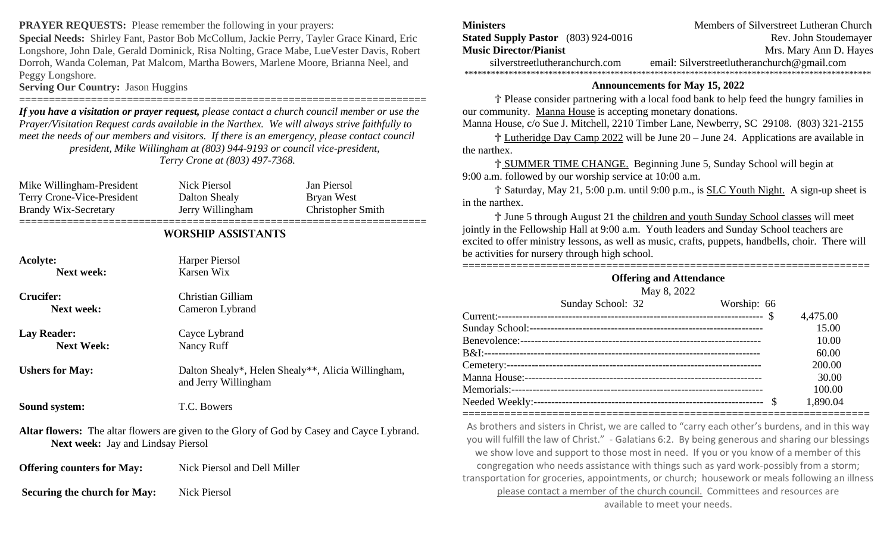**PRAYER REQUESTS:** Please remember the following in your prayers:

**Special Needs:** Shirley Fant, Pastor Bob McCollum, Jackie Perry, Tayler Grace Kinard, Eric Longshore, John Dale, Gerald Dominick, Risa Nolting, Grace Mabe, LueVester Davis, Robert Dorroh, Wanda Coleman, Pat Malcom, Martha Bowers, Marlene Moore, Brianna Neel, and Peggy Longshore.

**Serving Our Country:** Jason Huggins

===================================================================

***If you have a visitation or prayer request,*** *please contact a church council member or use the Prayer/Visitation Request cards available in the Narthex. We will always strive faithfully to meet the needs of our members and visitors. If there is an emergency, please contact council president, Mike Willingham at (803) 944-9193 or council vice-president, Terry Crone at (803) 497-7368.*

| | | |
|---|---|---|
| Mike Willingham-President | Nick Piersol | Jan Piersol |
| Terry Crone-Vice-President | Dalton Shealy | Bryan West |
| Brandy Wix-Secretary | Jerry Willingham | Christopher Smith |

===================================================================

## WORSHIP ASSISTANTS

**Acolyte:** Harper Piersol
**Next week:** Karsen Wix

**Crucifer:** Christian Gilliam
**Next week:** Cameron Lybrand

**Lay Reader:** Cayce Lybrand
**Next Week:** Nancy Ruff

**Ushers for May:** Dalton Shealy*, Helen Shealy**, Alicia Willingham, and Jerry Willingham

**Sound system:** T.C. Bowers

**Altar flowers:** The altar flowers are given to the Glory of God by Casey and Cayce Lybrand.
**Next week:** Jay and Lindsay Piersol

**Offering counters for May:** Nick Piersol and Dell Miller

**Securing the church for May:** Nick Piersol

**Ministers** Members of Silverstreet Lutheran Church
**Stated Supply Pastor** (803) 924-0016 Rev. John Stoudemayer
**Music Director/Pianist** Mrs. Mary Ann D. Hayes
silverstreetlutheranchurch.com email: Silverstreetlutheranchurch@gmail.com

*******************************************************************************************

## Announcements for May 15, 2022

☦ Please consider partnering with a local food bank to help feed the hungry families in our community. Manna House is accepting monetary donations.
Manna House, c/o Sue J. Mitchell, 2210 Timber Lane, Newberry, SC 29108. (803) 321-2155

☦ Lutheridge Day Camp 2022 will be June 20 – June 24. Applications are available in the narthex.

☦ SUMMER TIME CHANGE. Beginning June 5, Sunday School will begin at 9:00 a.m. followed by our worship service at 10:00 a.m.

☦ Saturday, May 21, 5:00 p.m. until 9:00 p.m., is SLC Youth Night. A sign-up sheet is in the narthex.

☦ June 5 through August 21 the children and youth Sunday School classes will meet jointly in the Fellowship Hall at 9:00 a.m. Youth leaders and Sunday School teachers are excited to offer ministry lessons, as well as music, crafts, puppets, handbells, choir. There will be activities for nursery through high school.

===================================================================

## Offering and Attendance

May 8, 2022

Sunday School: 32 Worship: 66

| | |
|---|---|
| Current: | $ 4,475.00 |
| Sunday School: | 15.00 |
| Benevolence: | 10.00 |
| B&I: | 60.00 |
| Cemetery: | 200.00 |
| Manna House: | 30.00 |
| Memorials: | 100.00 |
| Needed Weekly: | $ 1,890.04 |

===================================================================

As brothers and sisters in Christ, we are called to "carry each other's burdens, and in this way you will fulfill the law of Christ." - Galatians 6:2. By being generous and sharing our blessings we show love and support to those most in need. If you or you know of a member of this congregation who needs assistance with things such as yard work-possibly from a storm; transportation for groceries, appointments, or church; housework or meals following an illness please contact a member of the church council. Committees and resources are available to meet your needs.